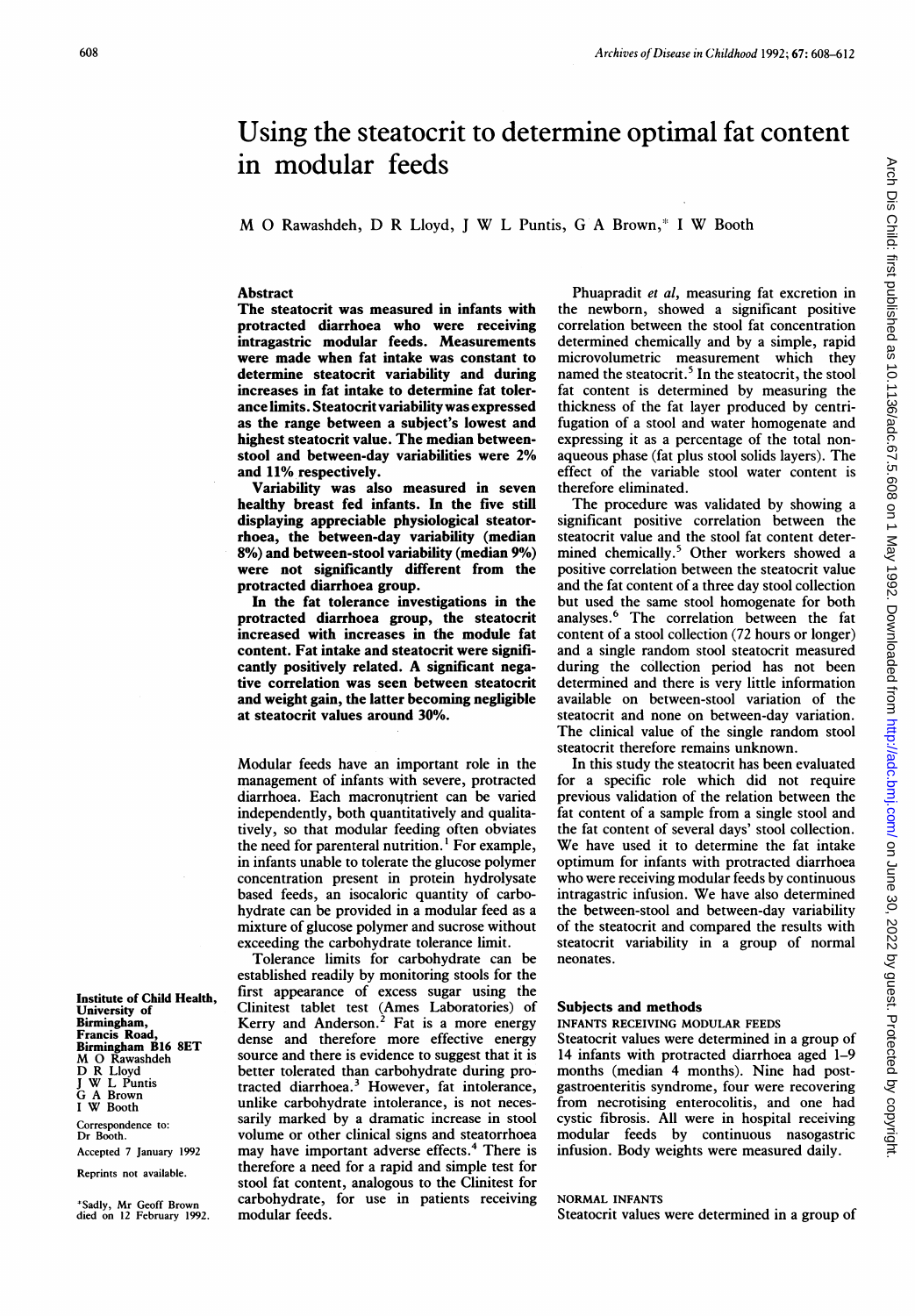# Using the steatocrit to determine optimal fat content in modular feeds

M O Rawashdeh, D R Lloyd, J W L Puntis, G A Brown,* I W Booth

## Abstract

**The steatocrit was measured in infants with protracted diarrhoea who were receiving intragastric modular feeds. Measurements were made when fat intake was constant to determine steatocrit variability and during increases in fat intake to determine fat tolerance limits. Steatocrit variability was expressed as the range between a subject's lowest and highest steatocrit value. The median between-stool and between-day variabilities were 2% and 11% respectively.**

**Variability was also measured in seven healthy breast fed infants. In the five still displaying appreciable physiological steatorrhoea, the between-day variability (median 8%) and between-stool variability (median 9%) were not significantly different from the protracted diarrhoea group.**

**In the fat tolerance investigations in the protracted diarrhoea group, the steatocrit increased with increases in the module fat content. Fat intake and steatocrit were significantly positively related. A significant negative correlation was seen between steatocrit and weight gain, the latter becoming negligible at steatocrit values around 30%.**

Modular feeds have an important role in the management of infants with severe, protracted diarrhoea. Each macronutrient can be varied independently, both quantitatively and qualitatively, so that modular feeding often obviates the need for parenteral nutrition.[1] For example, in infants unable to tolerate the glucose polymer concentration present in protein hydrolysate based feeds, an isocaloric quantity of carbohydrate can be provided in a modular feed as a mixture of glucose polymer and sucrose without exceeding the carbohydrate tolerance limit.

Tolerance limits for carbohydrate can be established readily by monitoring stools for the first appearance of excess sugar using the Clinitest tablet test (Ames Laboratories) of Kerry and Anderson.[2] Fat is a more energy dense and therefore more effective energy source and there is evidence to suggest that it is better tolerated than carbohydrate during protracted diarrhoea.[3] However, fat intolerance, unlike carbohydrate intolerance, is not necessarily marked by a dramatic increase in stool volume or other clinical signs and steatorrhoea may have important adverse effects.[4] There is therefore a need for a rapid and simple test for stool fat content, analogous to the Clinitest for carbohydrate, for use in patients receiving modular feeds.

Phuapradit *et al*, measuring fat excretion in the newborn, showed a significant positive correlation between the stool fat concentration determined chemically and by a simple, rapid microvolumetric measurement which they named the steatocrit.[5] In the steatocrit, the stool fat content is determined by measuring the thickness of the fat layer produced by centrifugation of a stool and water homogenate and expressing it as a percentage of the total non-aqueous phase (fat plus stool solids layers). The effect of the variable stool water content is therefore eliminated.

The procedure was validated by showing a significant positive correlation between the steatocrit value and the stool fat content determined chemically.[5] Other workers showed a positive correlation between the steatocrit value and the fat content of a three day stool collection but used the same stool homogenate for both analyses.[6] The correlation between the fat content of a stool collection (72 hours or longer) and a single random stool steatocrit measured during the collection period has not been determined and there is very little information available on between-stool variation of the steatocrit and none on between-day variation. The clinical value of the single random stool steatocrit therefore remains unknown.

In this study the steatocrit has been evaluated for a specific role which did not require previous validation of the relation between the fat content of a sample from a single stool and the fat content of several days' stool collection. We have used it to determine the fat intake optimum for infants with protracted diarrhoea who were receiving modular feeds by continuous intragastric infusion. We have also determined the between-stool and between-day variability of the steatocrit and compared the results with steatocrit variability in a group of normal neonates.

## Subjects and methods

### INFANTS RECEIVING MODULAR FEEDS

Steatocrit values were determined in a group of 14 infants with protracted diarrhoea aged 1–9 months (median 4 months). Nine had postgastroenteritis syndrome, four were recovering from necrotising enterocolitis, and one had cystic fibrosis. All were in hospital receiving modular feeds by continuous nasogastric infusion. Body weights were measured daily.

### NORMAL INFANTS

Steatocrit values were determined in a group of

Institute of Child Health, University of Birmingham, Francis Road, Birmingham B16 8ET
M O Rawashdeh
D R Lloyd
J W L Puntis
G A Brown
I W Booth

Correspondence to: Dr Booth.

Accepted 7 January 1992

Reprints not available.

*Sadly, Mr Geoff Brown died on 12 February 1992.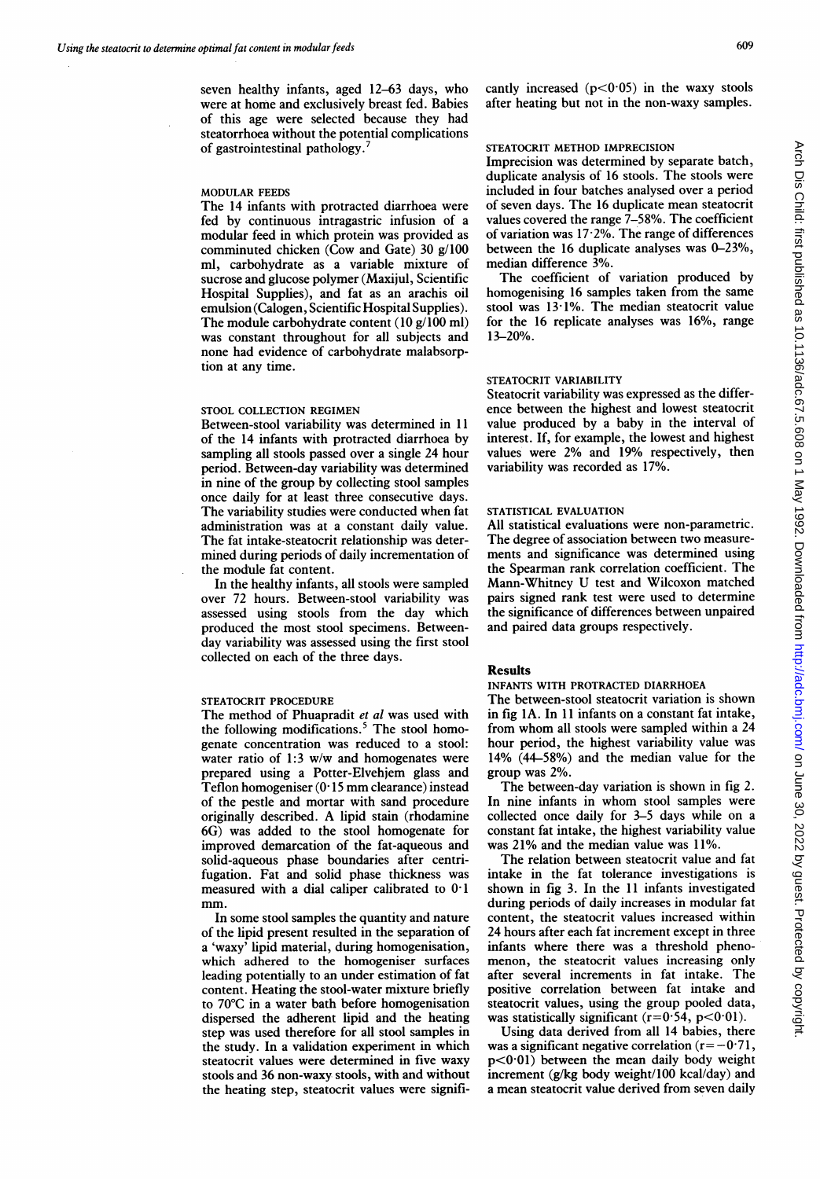seven healthy infants, aged 12–63 days, who were at home and exclusively breast fed. Babies of this age were selected because they had steatorrhoea without the potential complications of gastrointestinal pathology.[7]

### MODULAR FEEDS

The 14 infants with protracted diarrhoea were fed by continuous intragastric infusion of a modular feed in which protein was provided as comminuted chicken (Cow and Gate) 30 g/100 ml, carbohydrate as a variable mixture of sucrose and glucose polymer (Maxijul, Scientific Hospital Supplies), and fat as an arachis oil emulsion (Calogen, Scientific Hospital Supplies). The module carbohydrate content (10 g/100 ml) was constant throughout for all subjects and none had evidence of carbohydrate malabsorption at any time.

### STOOL COLLECTION REGIMEN

Between-stool variability was determined in 11 of the 14 infants with protracted diarrhoea by sampling all stools passed over a single 24 hour period. Between-day variability was determined in nine of the group by collecting stool samples once daily for at least three consecutive days. The variability studies were conducted when fat administration was at a constant daily value. The fat intake-steatocrit relationship was determined during periods of daily incrementation of the module fat content.

In the healthy infants, all stools were sampled over 72 hours. Between-stool variability was assessed using stools from the day which produced the most stool specimens. Between-day variability was assessed using the first stool collected on each of the three days.

### STEATOCRIT PROCEDURE

The method of Phuapradit *et al* was used with the following modifications.[5] The stool homogenate concentration was reduced to a stool: water ratio of 1:3 w/w and homogenates were prepared using a Potter-Elvehjem glass and Teflon homogeniser (0·15 mm clearance) instead of the pestle and mortar with sand procedure originally described. A lipid stain (rhodamine 6G) was added to the stool homogenate for improved demarcation of the fat-aqueous and solid-aqueous phase boundaries after centrifugation. Fat and solid phase thickness was measured with a dial caliper calibrated to 0·1 mm.

In some stool samples the quantity and nature of the lipid present resulted in the separation of a 'waxy' lipid material, during homogenisation, which adhered to the homogeniser surfaces leading potentially to an under estimation of fat content. Heating the stool-water mixture briefly to 70°C in a water bath before homogenisation dispersed the adherent lipid and the heating step was used therefore for all stool samples in the study. In a validation experiment in which steatocrit values were determined in five waxy stools and 36 non-waxy stools, with and without the heating step, steatocrit values were significantly increased ($p<0·05$) in the waxy stools after heating but not in the non-waxy samples.

### STEATOCRIT METHOD IMPRECISION

Imprecision was determined by separate batch, duplicate analysis of 16 stools. The stools were included in four batches analysed over a period of seven days. The 16 duplicate mean steatocrit values covered the range 7–58%. The coefficient of variation was 17·2%. The range of differences between the 16 duplicate analyses was 0–23%, median difference 3%.

The coefficient of variation produced by homogenising 16 samples taken from the same stool was 13·1%. The median steatocrit value for the 16 replicate analyses was 16%, range 13–20%.

### STEATOCRIT VARIABILITY

Steatocrit variability was expressed as the difference between the highest and lowest steatocrit value produced by a baby in the interval of interest. If, for example, the lowest and highest values were 2% and 19% respectively, then variability was recorded as 17%.

### STATISTICAL EVALUATION

All statistical evaluations were non-parametric. The degree of association between two measurements and significance was determined using the Spearman rank correlation coefficient. The Mann-Whitney U test and Wilcoxon matched pairs signed rank test were used to determine the significance of differences between unpaired and paired data groups respectively.

## Results

### INFANTS WITH PROTRACTED DIARRHOEA

The between-stool steatocrit variation is shown in fig 1A. In 11 infants on a constant fat intake, from whom all stools were sampled within a 24 hour period, the highest variability value was 14% (44–58%) and the median value for the group was 2%.

The between-day variation is shown in fig 2. In nine infants in whom stool samples were collected once daily for 3–5 days while on a constant fat intake, the highest variability value was 21% and the median value was 11%.

The relation between steatocrit value and fat intake in the fat tolerance investigations is shown in fig 3. In the 11 infants investigated during periods of daily increases in modular fat content, the steatocrit values increased within 24 hours after each fat increment except in three infants where there was a threshold phenomenon, the steatocrit values increasing only after several increments in fat intake. The positive correlation between fat intake and steatocrit values, using the group pooled data, was statistically significant ($r=0·54$, $p<0·01$).

Using data derived from all 14 babies, there was a significant negative correlation ($r=-0·71$, $p<0·01$) between the mean daily body weight increment (g/kg body weight/100 kcal/day) and a mean steatocrit value derived from seven daily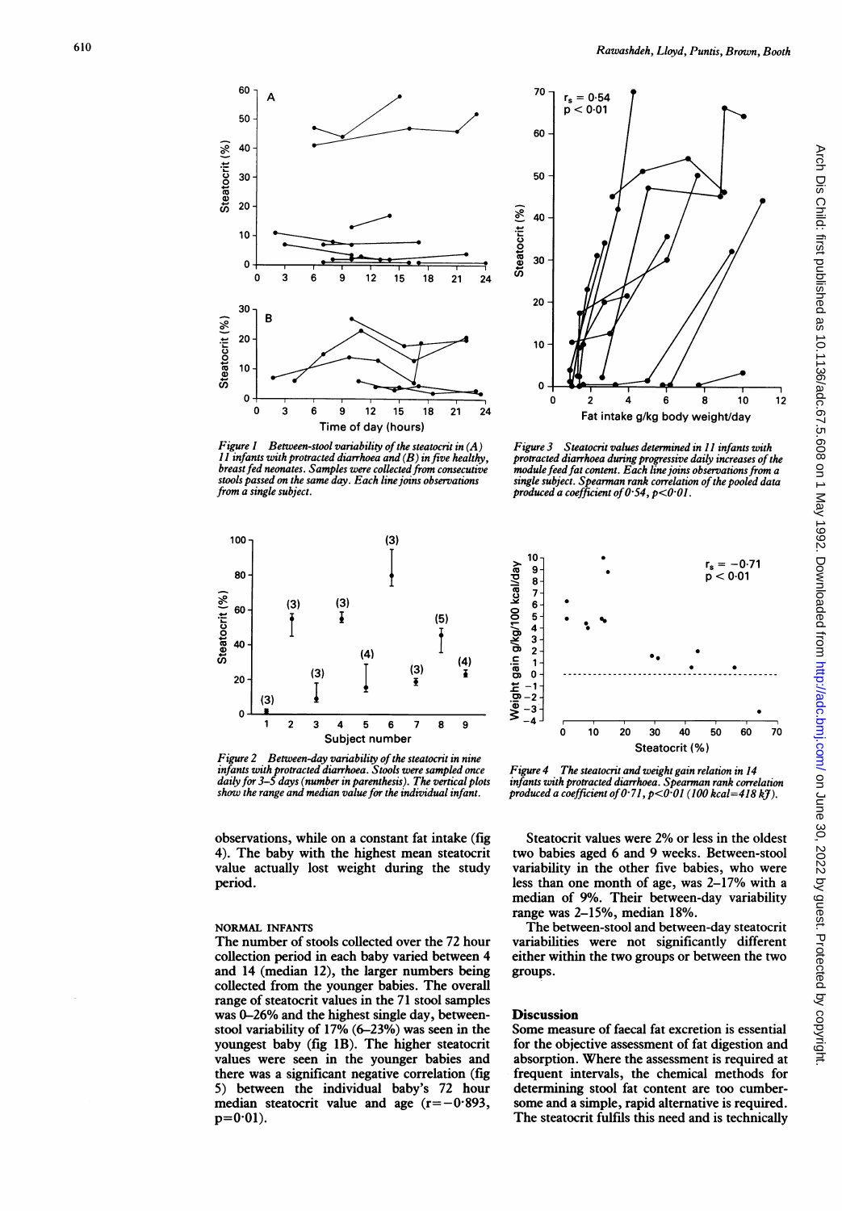Figure 1 Between-stool variability of the steatocrit in (A) 11 infants with protracted diarrhoea and (B) in five healthy, breast fed neonates. Samples were collected from consecutive stools passed on the same day. Each line joins observations from a single subject.

Figure 2 Between-day variability of the steatocrit in nine infants with protracted diarrhoea. Stools were sampled once daily for 3–5 days (number in parenthesis). The vertical plots show the range and median value for the individual infant.

Figure 3 Steatocrit values determined in 11 infants with protracted diarrhoea during progressive daily increases of the module feed fat content. Each line joins observations from a single subject. Spearman rank correlation of the pooled data produced a coefficient of 0·54, $p<0·01$.

Figure 4 The steatocrit and weight gain relation in 14 infants with protracted diarrhoea. Spearman rank correlation produced a coefficient of 0·71, $p<0·01$ (100 kcal=418 kJ).

observations, while on a constant fat intake (fig 4). The baby with the highest mean steatocrit value actually lost weight during the study period.

### NORMAL INFANTS

The number of stools collected over the 72 hour collection period in each baby varied between 4 and 14 (median 12), the larger numbers being collected from the younger babies. The overall range of steatocrit values in the 71 stool samples was 0–26% and the highest single day, between-stool variability of 17% (6–23%) was seen in the youngest baby (fig 1B). The higher steatocrit values were seen in the younger babies and there was a significant negative correlation (fig 5) between the individual baby's 72 hour median steatocrit value and age ($r=-0·893$, $p=0·01$).

Steatocrit values were 2% or less in the oldest two babies aged 6 and 9 weeks. Between-stool variability in the other five babies, who were less than one month of age, was 2–17% with a median of 9%. Their between-day variability range was 2–15%, median 18%.

The between-stool and between-day steatocrit variabilities were not significantly different either within the two groups or between the two groups.

## Discussion

Some measure of faecal fat excretion is essential for the objective assessment of fat digestion and absorption. Where the assessment is required at frequent intervals, the chemical methods for determining stool fat content are too cumbersome and a simple, rapid alternative is required. The steatocrit fulfils this need and is technically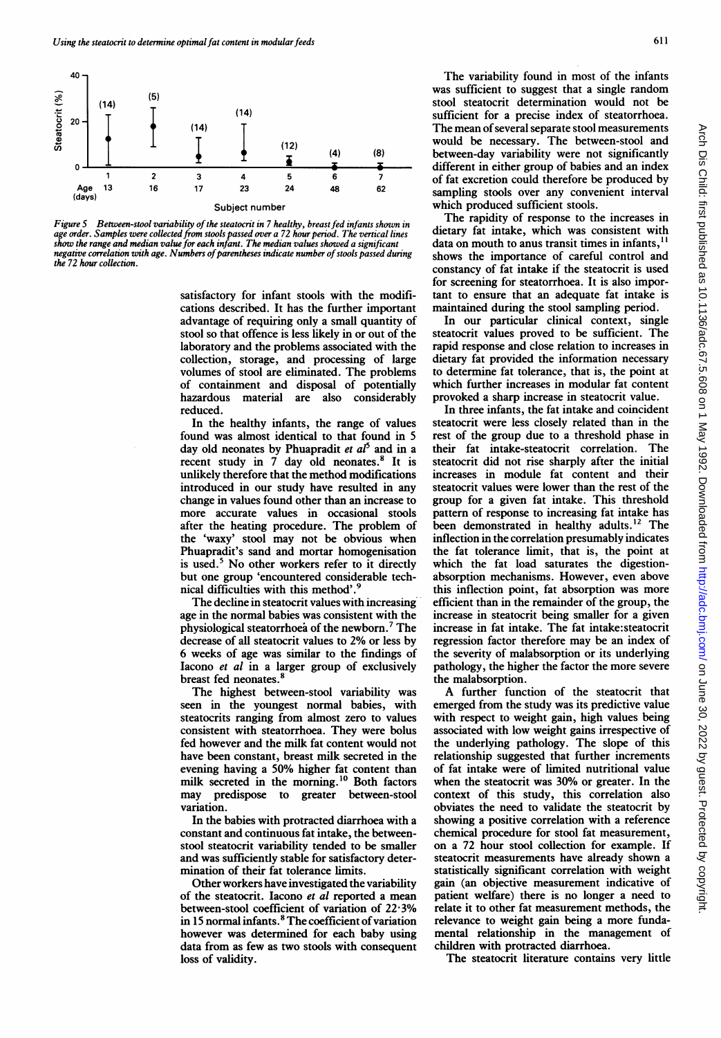40

Steatocrit (%)

20

0

(14) (5) (14) (14) (12) (4) (8)

1 2 3 4 5 6 7

Age (days) 13 16 17 23 24 48 62

Subject number

*Figure 5 Between-stool variability of the steatocrit in 7 healthy, breast fed infants shown in age order. Samples were collected from stools passed over a 72 hour period. The vertical lines show the range and median value for each infant. The median values showed a significant negative correlation with age. Numbers of parentheses indicate number of stools passed during the 72 hour collection.*

satisfactory for infant stools with the modifications described. It has the further important advantage of requiring only a small quantity of stool so that offence is less likely in or out of the laboratory and the problems associated with the collection, storage, and processing of large volumes of stool are eliminated. The problems of containment and disposal of potentially hazardous material are also considerably reduced.

In the healthy infants, the range of values found was almost identical to that found in 5 day old neonates by Phuapradit *et al*[5] and in a recent study in 7 day old neonates.[8] It is unlikely therefore that the method modifications introduced in our study have resulted in any change in values found other than an increase to more accurate values in occasional stools after the heating procedure. The problem of the 'waxy' stool may not be obvious when Phuapradit's sand and mortar homogenisation is used.[5] No other workers refer to it directly but one group 'encountered considerable technical difficulties with this method'.[9]

The decline in steatocrit values with increasing age in the normal babies was consistent with the physiological steatorrhoea of the newborn.[7] The decrease of all steatocrit values to 2% or less by 6 weeks of age was similar to the findings of Iacono *et al* in a larger group of exclusively breast fed neonates.[8]

The highest between-stool variability was seen in the youngest normal babies, with steatocrits ranging from almost zero to values consistent with steatorrhoea. They were bolus fed however and the milk fat content would not have been constant, breast milk secreted in the evening having a 50% higher fat content than milk secreted in the morning.[10] Both factors may predispose to greater between-stool variation.

In the babies with protracted diarrhoea with a constant and continuous fat intake, the between-stool steatocrit variability tended to be smaller and was sufficiently stable for satisfactory determination of their fat tolerance limits.

Other workers have investigated the variability of the steatocrit. Iacono *et al* reported a mean between-stool coefficient of variation of 22·3% in 15 normal infants.[8] The coefficient of variation however was determined for each baby using data from as few as two stools with consequent loss of validity.

The variability found in most of the infants was sufficient to suggest that a single random stool steatocrit determination would not be sufficient for a precise index of steatorrhoea. The mean of several separate stool measurements would be necessary. The between-stool and between-day variability were not significantly different in either group of babies and an index of fat excretion could therefore be produced by sampling stools over any convenient interval which produced sufficient stools.

The rapidity of response to the increases in dietary fat intake, which was consistent with data on mouth to anus transit times in infants,[11] shows the importance of careful control and constancy of fat intake if the steatocrit is used for screening for steatorrhoea. It is also important to ensure that an adequate fat intake is maintained during the stool sampling period.

In our particular clinical context, single steatocrit values proved to be sufficient. The rapid response and close relation to increases in dietary fat provided the information necessary to determine fat tolerance, that is, the point at which further increases in modular fat content provoked a sharp increase in steatocrit value.

In three infants, the fat intake and coincident steatocrit were less closely related than in the rest of the group due to a threshold phase in their fat intake-steatocrit correlation. The steatocrit did not rise sharply after the initial increases in module fat content and their steatocrit values were lower than the rest of the group for a given fat intake. This threshold pattern of response to increasing fat intake has been demonstrated in healthy adults.[12] The inflection in the correlation presumably indicates the fat tolerance limit, that is, the point at which the fat load saturates the digestion-absorption mechanisms. However, even above this inflection point, fat absorption was more efficient than in the remainder of the group, the increase in steatocrit being smaller for a given increase in fat intake. The fat intake:steatocrit regression factor therefore may be an index of the severity of malabsorption or its underlying pathology, the higher the factor the more severe the malabsorption.

A further function of the steatocrit that emerged from the study was its predictive value with respect to weight gain, high values being associated with low weight gains irrespective of the underlying pathology. The slope of this relationship suggested that further increments of fat intake were of limited nutritional value when the steatocrit was 30% or greater. In the context of this study, this correlation also obviates the need to validate the steatocrit by showing a positive correlation with a reference chemical procedure for stool fat measurement, on a 72 hour stool collection for example. If steatocrit measurements have already shown a statistically significant correlation with weight gain (an objective measurement indicative of patient welfare) there is no longer a need to relate it to other fat measurement methods, the relevance to weight gain being a more fundamental relationship in the management of children with protracted diarrhoea.

The steatocrit literature contains very little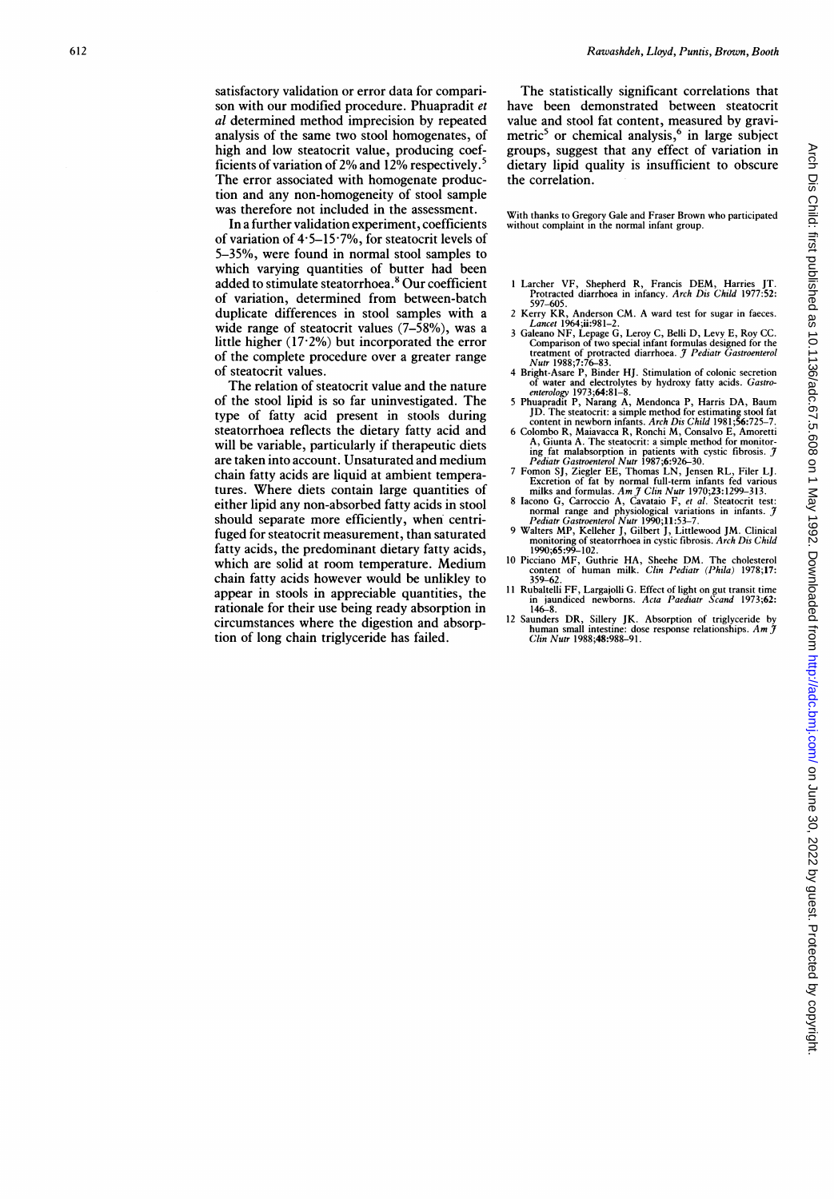satisfactory validation or error data for comparison with our modified procedure. Phuapradit *et al* determined method imprecision by repeated analysis of the same two stool homogenates, of high and low steatocrit value, producing coefficients of variation of 2% and 12% respectively.[5] The error associated with homogenate production and any non-homogeneity of stool sample was therefore not included in the assessment.

In a further validation experiment, coefficients of variation of 4·5–15·7%, for steatocrit levels of 5–35%, were found in normal stool samples to which varying quantities of butter had been added to stimulate steatorrhoea.[8] Our coefficient of variation, determined from between-batch duplicate differences in stool samples with a wide range of steatocrit values (7–58%), was a little higher (17·2%) but incorporated the error of the complete procedure over a greater range of steatocrit values.

The relation of steatocrit value and the nature of the stool lipid is so far uninvestigated. The type of fatty acid present in stools during steatorrhoea reflects the dietary fatty acid and will be variable, particularly if therapeutic diets are taken into account. Unsaturated and medium chain fatty acids are liquid at ambient temperatures. Where diets contain large quantities of either lipid any non-absorbed fatty acids in stool should separate more efficiently, when centrifuged for steatocrit measurement, than saturated fatty acids, the predominant dietary fatty acids, which are solid at room temperature. Medium chain fatty acids however would be unlikley to appear in stools in appreciable quantities, the rationale for their use being ready absorption in circumstances where the digestion and absorption of long chain triglyceride has failed.

The statistically significant correlations that have been demonstrated between steatocrit value and stool fat content, measured by gravimetric[5] or chemical analysis,[6] in large subject groups, suggest that any effect of variation in dietary lipid quality is insufficient to obscure the correlation.

With thanks to Gregory Gale and Fraser Brown who participated without complaint in the normal infant group.

1. Larcher VF, Shepherd R, Francis DEM, Harries JT. Protracted diarrhoea in infancy. *Arch Dis Child* 1977;**52**: 597–605.
2. Kerry KR, Anderson CM. A ward test for sugar in faeces. *Lancet* 1964;**ii**:981–2.
3. Galeano NF, Lepage G, Leroy C, Belli D, Levy E, Roy CC. Comparison of two special infant formulas designed for the treatment of protracted diarrhoea. *J Pediatr Gastroenterol Nutr* 1988;**7**:76–83.
4. Bright-Asare P, Binder HJ. Stimulation of colonic secretion of water and electrolytes by hydroxy fatty acids. *Gastroenterology* 1973;**64**:81–8.
5. Phuapradit P, Narang A, Mendonca P, Harris DA, Baum JD. The steatocrit: a simple method for estimating stool fat content in newborn infants. *Arch Dis Child* 1981;**56**:725–7.
6. Colombo R, Maiavacca R, Ronchi M, Consalvo E, Amoretti A, Giunta A. The steatocrit: a simple method for monitoring fat malabsorption in patients with cystic fibrosis. *J Pediatr Gastroenterol Nutr* 1987;**6**:926–30.
7. Fomon SJ, Ziegler EE, Thomas LN, Jensen RL, Filer LJ. Excretion of fat by normal full-term infants fed various milks and formulas. *Am J Clin Nutr* 1970;**23**:1299–313.
8. Iacono G, Carroccio A, Cavataio F, *et al.* Steatocrit test: normal range and physiological variations in infants. *J Pediatr Gastroenterol Nutr* 1990;**11**:53–7.
9. Walters MP, Kelleher J, Gilbert J, Littlewood JM. Clinical monitoring of steatorrhoea in cystic fibrosis. *Arch Dis Child* 1990;**65**:99–102.
10. Picciano MF, Guthrie HA, Sheehe DM. The cholesterol content of human milk. *Clin Pediatr (Phila)* 1978;**17**: 359–62.
11. Rubaltelli FF, Largajolli G. Effect of light on gut transit time in jaundiced newborns. *Acta Paediatr Scand* 1973;**62**: 146–8.
12. Saunders DR, Sillery JK. Absorption of triglyceride by human small intestine: dose response relationships. *Am J Clin Nutr* 1988;**48**:988–91.